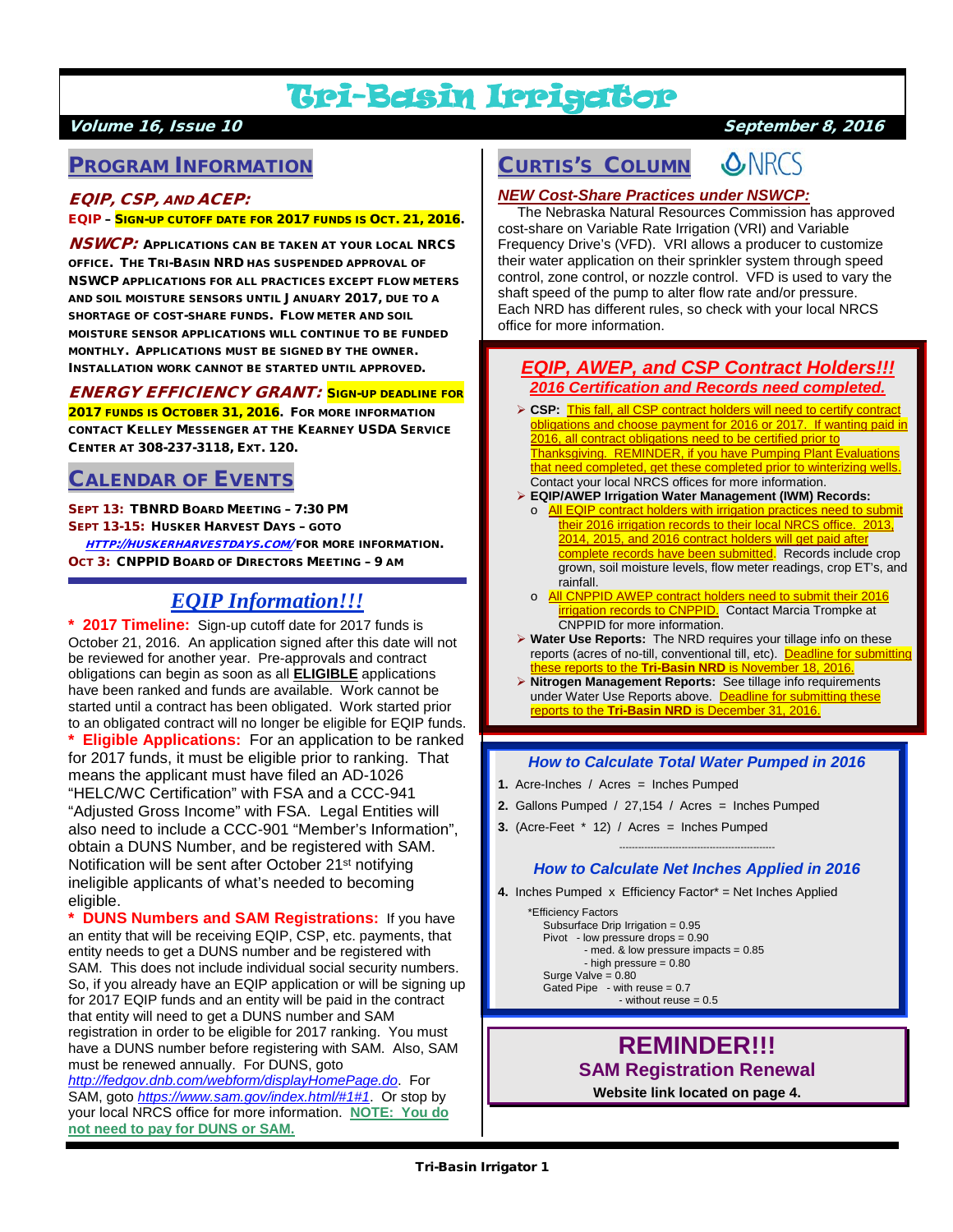# Tri-Basin Irrigator

***Volume 16, Issue 10*** ***September 8, 2016***

## PROGRAM INFORMATION

### *EQIP, CSP, AND ACEP:*

**EQIP – SIGN-UP CUTOFF DATE FOR 2017 FUNDS IS OCT. 21, 2016.**

***NSWCP:*** **APPLICATIONS CAN BE TAKEN AT YOUR LOCAL NRCS OFFICE. THE TRI-BASIN NRD HAS SUSPENDED APPROVAL OF NSWCP APPLICATIONS FOR ALL PRACTICES EXCEPT FLOW METERS AND SOIL MOISTURE SENSORS UNTIL JANUARY 2017, DUE TO A SHORTAGE OF COST-SHARE FUNDS. FLOW METER AND SOIL MOISTURE SENSOR APPLICATIONS WILL CONTINUE TO BE FUNDED MONTHLY. APPLICATIONS MUST BE SIGNED BY THE OWNER. INSTALLATION WORK CANNOT BE STARTED UNTIL APPROVED.**

***ENERGY EFFICIENCY GRANT:*** **SIGN-UP DEADLINE FOR 2017 FUNDS IS OCTOBER 31, 2016. FOR MORE INFORMATION CONTACT KELLEY MESSENGER AT THE KEARNEY USDA SERVICE CENTER AT 308-237-3118, EXT. 120.**

## CALENDAR OF EVENTS

**SEPT 13: TBNRD BOARD MEETING – 7:30 PM**
**SEPT 13-15: HUSKER HARVEST DAYS – GOTO *HTTP://HUSKERHARVESTDAYS.COM/* FOR MORE INFORMATION.**
**OCT 3: CNPPID BOARD OF DIRECTORS MEETING – 9 AM**

## *EQIP Information!!!*

**\* 2017 Timeline:** Sign-up cutoff date for 2017 funds is October 21, 2016. An application signed after this date will not be reviewed for another year. Pre-approvals and contract obligations can begin as soon as all **ELIGIBLE** applications have been ranked and funds are available. Work cannot be started until a contract has been obligated. Work started prior to an obligated contract will no longer be eligible for EQIP funds.

**\* Eligible Applications:** For an application to be ranked for 2017 funds, it must be eligible prior to ranking. That means the applicant must have filed an AD-1026 "HELC/WC Certification" with FSA and a CCC-941 "Adjusted Gross Income" with FSA. Legal Entities will also need to include a CCC-901 "Member's Information", obtain a DUNS Number, and be registered with SAM. Notification will be sent after October 21st notifying ineligible applicants of what's needed to becoming eligible.

**\* DUNS Numbers and SAM Registrations:** If you have an entity that will be receiving EQIP, CSP, etc. payments, that entity needs to get a DUNS number and be registered with SAM. This does not include individual social security numbers. So, if you already have an EQIP application or will be signing up for 2017 EQIP funds and an entity will be paid in the contract that entity will need to get a DUNS number and SAM registration in order to be eligible for 2017 ranking. You must have a DUNS number before registering with SAM. Also, SAM must be renewed annually. For DUNS, goto *http://fedgov.dnb.com/webform/displayHomePage.do*. For SAM, goto *https://www.sam.gov/index.html/#1#1*. Or stop by your local NRCS office for more information. **NOTE: You do not need to pay for DUNS or SAM.**

## CURTIS'S COLUMN

NRCS

### *NEW Cost-Share Practices under NSWCP:*

The Nebraska Natural Resources Commission has approved cost-share on Variable Rate Irrigation (VRI) and Variable Frequency Drive's (VFD). VRI allows a producer to customize their water application on their sprinkler system through speed control, zone control, or nozzle control. VFD is used to vary the shaft speed of the pump to alter flow rate and/or pressure. Each NRD has different rules, so check with your local NRCS office for more information.

### *EQIP, AWEP, and CSP Contract Holders!!!*
#### *2016 Certification and Records need completed.*

- **CSP:** This fall, all CSP contract holders will need to certify contract obligations and choose payment for 2016 or 2017. If wanting paid in 2016, all contract obligations need to be certified prior to Thanksgiving. REMINDER, if you have Pumping Plant Evaluations that need completed, get these completed prior to winterizing wells. Contact your local NRCS offices for more information.
- **EQIP/AWEP Irrigation Water Management (IWM) Records:**
  - All EQIP contract holders with irrigation practices need to submit their 2016 irrigation records to their local NRCS office. 2013, 2014, 2015, and 2016 contract holders will get paid after complete records have been submitted. Records include crop grown, soil moisture levels, flow meter readings, crop ET's, and rainfall.
  - All CNPPID AWEP contract holders need to submit their 2016 irrigation records to CNPPID. Contact Marcia Trompke at CNPPID for more information.
- **Water Use Reports:** The NRD requires your tillage info on these reports (acres of no-till, conventional till, etc). Deadline for submitting these reports to the **Tri-Basin NRD** is November 18, 2016.
- **Nitrogen Management Reports:** See tillage info requirements under Water Use Reports above. Deadline for submitting these reports to the **Tri-Basin NRD** is December 31, 2016.

### *How to Calculate Total Water Pumped in 2016*

1. Acre-Inches / Acres = Inches Pumped
2. Gallons Pumped / 27,154 / Acres = Inches Pumped
3. (Acre-Feet * 12) / Acres = Inches Pumped

### *How to Calculate Net Inches Applied in 2016*

4. Inches Pumped x Efficiency Factor* = Net Inches Applied

*Efficiency Factors
- Subsurface Drip Irrigation = 0.95
- Pivot - low pressure drops = 0.90
  - med. & low pressure impacts = 0.85
  - high pressure = 0.80
- Surge Valve = 0.80
- Gated Pipe - with reuse = 0.7
  - without reuse = 0.5

## REMINDER!!!
### SAM Registration Renewal
**Website link located on page 4.**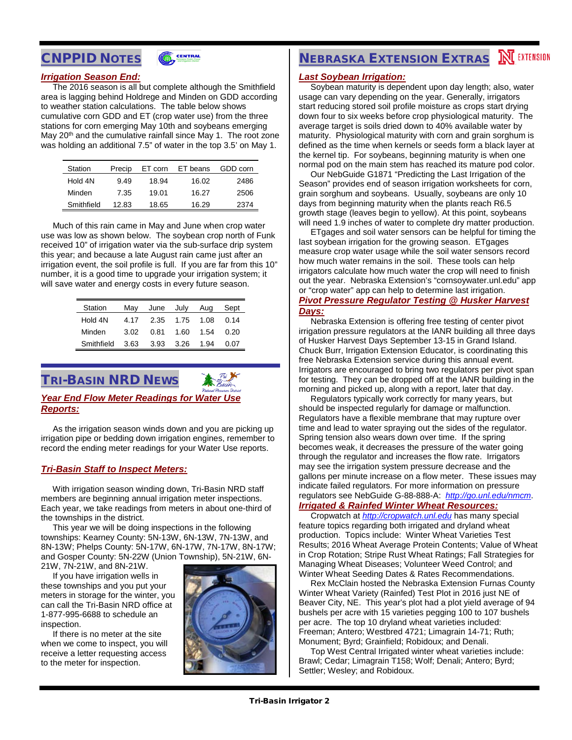## CNPPID Notes

### *Irrigation Season End:*

The 2016 season is all but complete although the Smithfield area is lagging behind Holdrege and Minden on GDD according to weather station calculations. The table below shows cumulative corn GDD and ET (crop water use) from the three stations for corn emerging May 10th and soybeans emerging May 20th and the cumulative rainfall since May 1. The root zone was holding an additional 7.5" of water in the top 3.5' on May 1.

| Station | Precip | ET corn | ET beans | GDD corn |
|---|---|---|---|---|
| Hold 4N | 9.49 | 18.94 | 16.02 | 2486 |
| Minden | 7.35 | 19.01 | 16.27 | 2506 |
| Smithfield | 12.83 | 18.65 | 16.29 | 2374 |

Much of this rain came in May and June when crop water use was low as shown below. The soybean crop north of Funk received 10" of irrigation water via the sub-surface drip system this year; and because a late August rain came just after an irrigation event, the soil profile is full. If you are far from this 10" number, it is a good time to upgrade your irrigation system; it will save water and energy costs in every future season.

| Station | May | June | July | Aug | Sept |
|---|---|---|---|---|---|
| Hold 4N | 4.17 | 2.35 | 1.75 | 1.08 | 0.14 |
| Minden | 3.02 | 0.81 | 1.60 | 1.54 | 0.20 |
| Smithfield | 3.63 | 3.93 | 3.26 | 1.94 | 0.07 |

## Tri-Basin NRD News

### *Year End Flow Meter Readings for Water Use Reports:*

As the irrigation season winds down and you are picking up irrigation pipe or bedding down irrigation engines, remember to record the ending meter readings for your Water Use reports.

### *Tri-Basin Staff to Inspect Meters:*

With irrigation season winding down, Tri-Basin NRD staff members are beginning annual irrigation meter inspections. Each year, we take readings from meters in about one-third of the townships in the district.

This year we will be doing inspections in the following townships: Kearney County: 5N-13W, 6N-13W, 7N-13W, and 8N-13W; Phelps County: 5N-17W, 6N-17W, 7N-17W, 8N-17W; and Gosper County: 5N-22W (Union Township), 5N-21W, 6N-21W, 7N-21W, and 8N-21W.

If you have irrigation wells in these townships and you put your meters in storage for the winter, you can call the Tri-Basin NRD office at 1-877-995-6688 to schedule an inspection.

If there is no meter at the site when we come to inspect, you will receive a letter requesting access to the meter for inspection.

## Nebraska Extension Extras

### *Last Soybean Irrigation:*

Soybean maturity is dependent upon day length; also, water usage can vary depending on the year. Generally, irrigators start reducing stored soil profile moisture as crops start drying down four to six weeks before crop physiological maturity. The average target is soils dried down to 40% available water by maturity. Physiological maturity with corn and grain sorghum is defined as the time when kernels or seeds form a black layer at the kernel tip. For soybeans, beginning maturity is when one normal pod on the main stem has reached its mature pod color.

Our NebGuide G1871 "Predicting the Last Irrigation of the Season" provides end of season irrigation worksheets for corn, grain sorghum and soybeans. Usually, soybeans are only 10 days from beginning maturity when the plants reach R6.5 growth stage (leaves begin to yellow). At this point, soybeans will need 1.9 inches of water to complete dry matter production.

ETgages and soil water sensors can be helpful for timing the last soybean irrigation for the growing season. ETgages measure crop water usage while the soil water sensors record how much water remains in the soil. These tools can help irrigators calculate how much water the crop will need to finish out the year. Nebraska Extension's "cornsoywater.unl.edu" app or "crop water" app can help to determine last irrigation.

### *Pivot Pressure Regulator Testing @ Husker Harvest Days:*

Nebraska Extension is offering free testing of center pivot irrigation pressure regulators at the IANR building all three days of Husker Harvest Days September 13-15 in Grand Island. Chuck Burr, Irrigation Extension Educator, is coordinating this free Nebraska Extension service during this annual event. Irrigators are encouraged to bring two regulators per pivot span for testing. They can be dropped off at the IANR building in the morning and picked up, along with a report, later that day.

Regulators typically work correctly for many years, but should be inspected regularly for damage or malfunction. Regulators have a flexible membrane that may rupture over time and lead to water spraying out the sides of the regulator. Spring tension also wears down over time. If the spring becomes weak, it decreases the pressure of the water going through the regulator and increases the flow rate. Irrigators may see the irrigation system pressure decrease and the gallons per minute increase on a flow meter. These issues may indicate failed regulators. For more information on pressure regulators see NebGuide G-88-888-A: *http://go.unl.edu/nmcm*.

### *Irrigated & Rainfed Winter Wheat Resources:*

Cropwatch at *http://cropwatch.unl.edu* has many special feature topics regarding both irrigated and dryland wheat production. Topics include: Winter Wheat Varieties Test Results; 2016 Wheat Average Protein Contents; Value of Wheat in Crop Rotation; Stripe Rust Wheat Ratings; Fall Strategies for Managing Wheat Diseases; Volunteer Weed Control; and Winter Wheat Seeding Dates & Rates Recommendations.

Rex McClain hosted the Nebraska Extension Furnas County Winter Wheat Variety (Rainfed) Test Plot in 2016 just NE of Beaver City, NE. This year's plot had a plot yield average of 94 bushels per acre with 15 varieties pegging 100 to 107 bushels per acre. The top 10 dryland wheat varieties included: Freeman; Antero; Westbred 4721; Limagrain 14-71; Ruth; Monument; Byrd; Grainfield; Robidoux; and Denali.

Top West Central Irrigated winter wheat varieties include: Brawl; Cedar; Limagrain T158; Wolf; Denali; Antero; Byrd; Settler; Wesley; and Robidoux.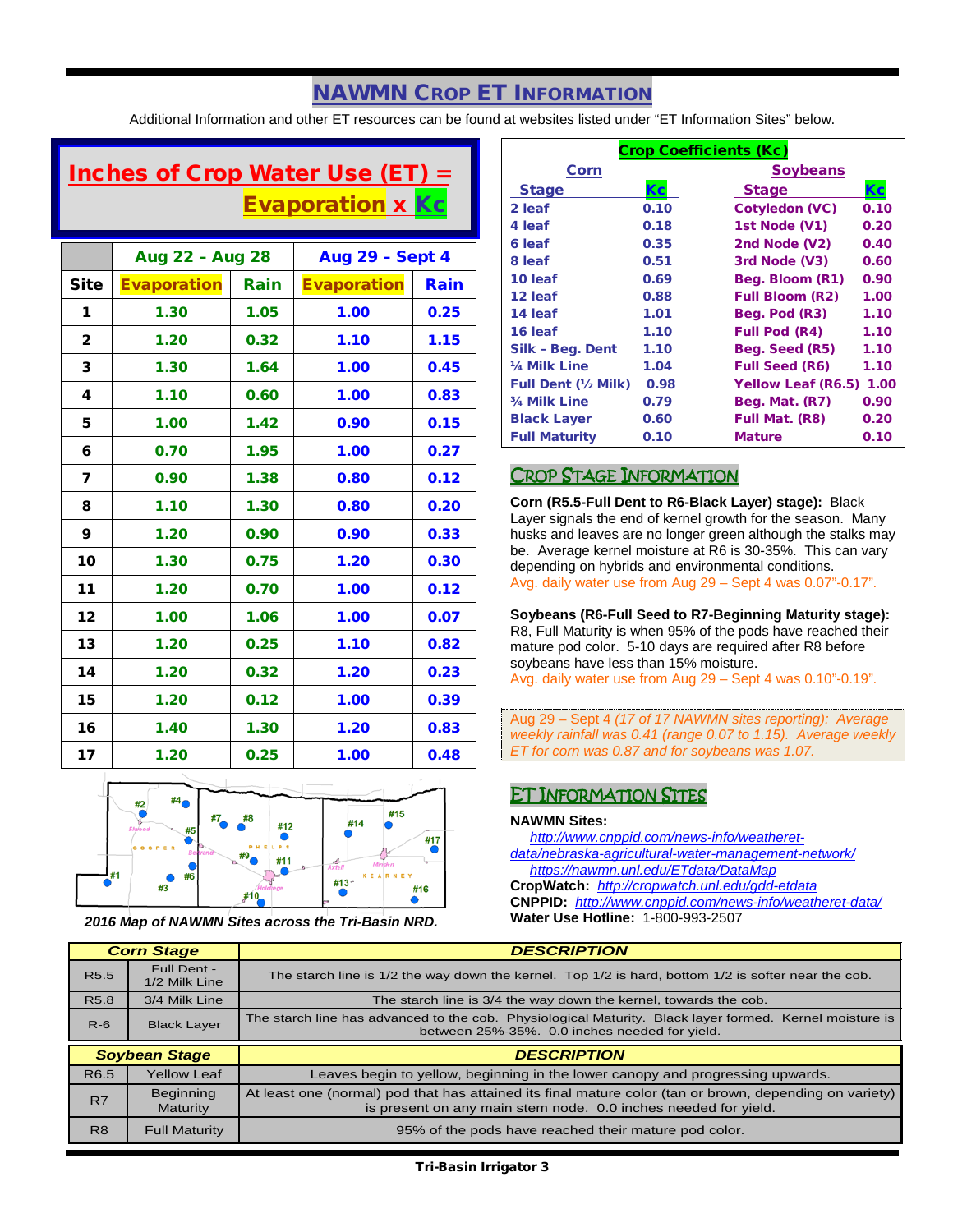# NAWMN Crop ET Information

Additional Information and other ET resources can be found at websites listed under "ET Information Sites" below.

## Inches of Crop Water Use (ET) = Evaporation x Kc

| | Aug 22 – Aug 28 | | Aug 29 – Sept 4 | |
|---|---|---|---|---|
| **Site** | **Evaporation** | **Rain** | **Evaporation** | **Rain** |
| 1 | 1.30 | 1.05 | 1.00 | 0.25 |
| 2 | 1.20 | 0.32 | 1.10 | 1.15 |
| 3 | 1.30 | 1.64 | 1.00 | 0.45 |
| 4 | 1.10 | 0.60 | 1.00 | 0.83 |
| 5 | 1.00 | 1.42 | 0.90 | 0.15 |
| 6 | 0.70 | 1.95 | 1.00 | 0.27 |
| 7 | 0.90 | 1.38 | 0.80 | 0.12 |
| 8 | 1.10 | 1.30 | 0.80 | 0.20 |
| 9 | 1.20 | 0.90 | 0.90 | 0.33 |
| 10 | 1.30 | 0.75 | 1.20 | 0.30 |
| 11 | 1.20 | 0.70 | 1.00 | 0.12 |
| 12 | 1.00 | 1.06 | 1.00 | 0.07 |
| 13 | 1.20 | 0.25 | 1.10 | 0.82 |
| 14 | 1.20 | 0.32 | 1.20 | 0.23 |
| 15 | 1.20 | 0.12 | 1.00 | 0.39 |
| 16 | 1.40 | 1.30 | 1.20 | 0.83 |
| 17 | 1.20 | 0.25 | 1.00 | 0.48 |

*2016 Map of NAWMN Sites across the Tri-Basin NRD.*

## Crop Coefficients (Kc)

| Corn Stage | Kc | Soybeans Stage | Kc |
|---|---|---|---|
| 2 leaf | 0.10 | Cotyledon (VC) | 0.10 |
| 4 leaf | 0.18 | 1st Node (V1) | 0.20 |
| 6 leaf | 0.35 | 2nd Node (V2) | 0.40 |
| 8 leaf | 0.51 | 3rd Node (V3) | 0.60 |
| 10 leaf | 0.69 | Beg. Bloom (R1) | 0.90 |
| 12 leaf | 0.88 | Full Bloom (R2) | 1.00 |
| 14 leaf | 1.01 | Beg. Pod (R3) | 1.10 |
| 16 leaf | 1.10 | Full Pod (R4) | 1.10 |
| Silk – Beg. Dent | 1.10 | Beg. Seed (R5) | 1.10 |
| ¼ Milk Line | 1.04 | Full Seed (R6) | 1.10 |
| Full Dent (½ Milk) | 0.98 | Yellow Leaf (R6.5) | 1.00 |
| ¾ Milk Line | 0.79 | Beg. Mat. (R7) | 0.90 |
| Black Layer | 0.60 | Full Mat. (R8) | 0.20 |
| Full Maturity | 0.10 | Mature | 0.10 |

## Crop Stage Information

**Corn (R5.5-Full Dent to R6-Black Layer) stage):** Black Layer signals the end of kernel growth for the season. Many husks and leaves are no longer green although the stalks may be. Average kernel moisture at R6 is 30-35%. This can vary depending on hybrids and environmental conditions.
Avg. daily water use from Aug 29 – Sept 4 was 0.07"-0.17".

**Soybeans (R6-Full Seed to R7-Beginning Maturity stage):** R8, Full Maturity is when 95% of the pods have reached their mature pod color. 5-10 days are required after R8 before soybeans have less than 15% moisture.
Avg. daily water use from Aug 29 – Sept 4 was 0.10"-0.19".

*Aug 29 – Sept 4 (17 of 17 NAWMN sites reporting): Average weekly rainfall was 0.41 (range 0.07 to 1.15). Average weekly ET for corn was 0.87 and for soybeans was 1.07.*

## ET Information Sites

**NAWMN Sites:**
http://www.cnppid.com/news-info/weatheret-data/nebraska-agricultural-water-management-network/
https://nawmn.unl.edu/ETdata/DataMap
**CropWatch:** http://cropwatch.unl.edu/gdd-etdata
**CNPPID:** http://www.cnppid.com/news-info/weatheret-data/
**Water Use Hotline:** 1-800-993-2507

| | Corn Stage | DESCRIPTION |
|---|---|---|
| R5.5 | Full Dent - 1/2 Milk Line | The starch line is 1/2 the way down the kernel. Top 1/2 is hard, bottom 1/2 is softer near the cob. |
| R5.8 | 3/4 Milk Line | The starch line is 3/4 the way down the kernel, towards the cob. |
| R-6 | Black Layer | The starch line has advanced to the cob. Physiological Maturity. Black layer formed. Kernel moisture is between 25%-35%. 0.0 inches needed for yield. |

| | Soybean Stage | DESCRIPTION |
|---|---|---|
| R6.5 | Yellow Leaf | Leaves begin to yellow, beginning in the lower canopy and progressing upwards. |
| R7 | Beginning Maturity | At least one (normal) pod that has attained its final mature color (tan or brown, depending on variety) is present on any main stem node. 0.0 inches needed for yield. |
| R8 | Full Maturity | 95% of the pods have reached their mature pod color. |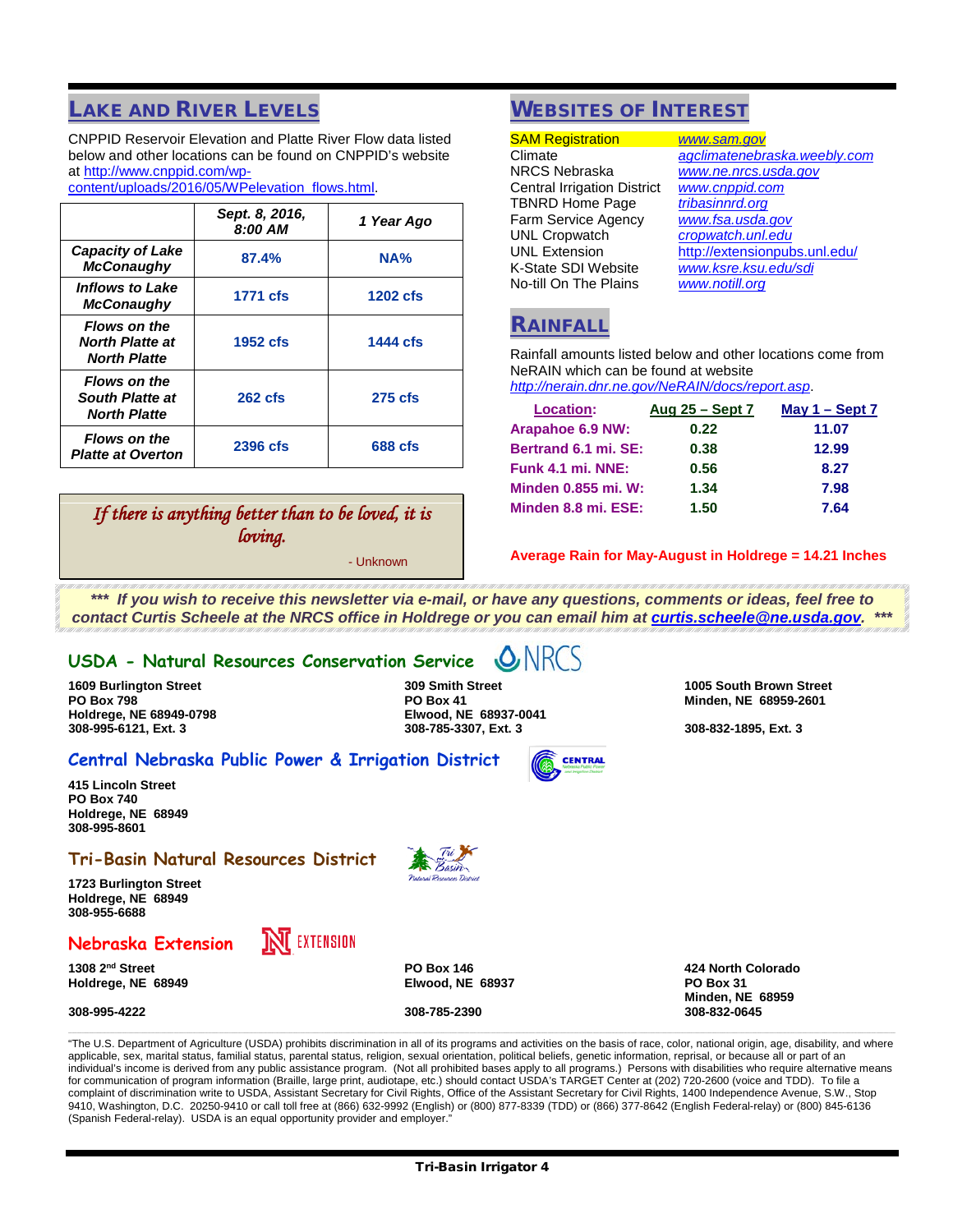## Lake and River Levels

CNPPID Reservoir Elevation and Platte River Flow data listed below and other locations can be found on CNPPID's website at http://www.cnppid.com/wp-content/uploads/2016/05/WPelevation_flows.html.

| | Sept. 8, 2016, 8:00 AM | 1 Year Ago |
|---|---|---|
| **Capacity of Lake McConaughy** | 87.4% | NA% |
| **Inflows to Lake McConaughy** | 1771 cfs | 1202 cfs |
| **Flows on the North Platte at North Platte** | 1952 cfs | 1444 cfs |
| **Flows on the South Platte at North Platte** | 262 cfs | 275 cfs |
| **Flows on the Platte at Overton** | 2396 cfs | 688 cfs |

*If there is anything better than to be loved, it is loving.*

- Unknown

## Websites of Interest

| | |
|---|---|
| SAM Registration | *www.sam.gov* |
| Climate | *agclimatenebraska.weebly.com* |
| NRCS Nebraska | *www.ne.nrcs.usda.gov* |
| Central Irrigation District | *www.cnppid.com* |
| TBNRD Home Page | *tribasinnrd.org* |
| Farm Service Agency | *www.fsa.usda.gov* |
| UNL Cropwatch | *cropwatch.unl.edu* |
| UNL Extension | http://extensionpubs.unl.edu/ |
| K-State SDI Website | *www.ksre.ksu.edu/sdi* |
| No-till On The Plains | *www.notill.org* |

## Rainfall

Rainfall amounts listed below and other locations come from NeRAIN which can be found at website *http://nerain.dnr.ne.gov/NeRAIN/docs/report.asp*.

| Location: | Aug 25 – Sept 7 | May 1 – Sept 7 |
|---|---|---|
| **Arapahoe 6.9 NW:** | 0.22 | 11.07 |
| **Bertrand 6.1 mi. SE:** | 0.38 | 12.99 |
| **Funk 4.1 mi. NNE:** | 0.56 | 8.27 |
| **Minden 0.855 mi. W:** | 1.34 | 7.98 |
| **Minden 8.8 mi. ESE:** | 1.50 | 7.64 |

**Average Rain for May-August in Holdrege = 14.21 Inches**

***\*\*\* If you wish to receive this newsletter via e-mail, or have any questions, comments or ideas, feel free to contact Curtis Scheele at the NRCS office in Holdrege or you can email him at curtis.scheele@ne.usda.gov. \*\*\****

### USDA - Natural Resources Conservation Service

**1609 Burlington Street**
**PO Box 798**
**Holdrege, NE 68949-0798**
**308-995-6121, Ext. 3**

**309 Smith Street**
**PO Box 41**
**Elwood, NE 68937-0041**
**308-785-3307, Ext. 3**

**1005 South Brown Street**
**Minden, NE 68959-2601**
**308-832-1895, Ext. 3**

### Central Nebraska Public Power & Irrigation District

**415 Lincoln Street**
**PO Box 740**
**Holdrege, NE 68949**
**308-995-8601**

### Tri-Basin Natural Resources District

**1723 Burlington Street**
**Holdrege, NE 68949**
**308-955-6688**

### Nebraska Extension

**1308 2nd Street**
**Holdrege, NE 68949**
**308-995-4222**

**PO Box 146**
**Elwood, NE 68937**
**308-785-2390**

**424 North Colorado**
**PO Box 31**
**Minden, NE 68959**
**308-832-0645**

"The U.S. Department of Agriculture (USDA) prohibits discrimination in all of its programs and activities on the basis of race, color, national origin, age, disability, and where applicable, sex, marital status, familial status, parental status, religion, sexual orientation, political beliefs, genetic information, reprisal, or because all or part of an individual's income is derived from any public assistance program. (Not all prohibited bases apply to all programs.) Persons with disabilities who require alternative means for communication of program information (Braille, large print, audiotape, etc.) should contact USDA's TARGET Center at (202) 720-2600 (voice and TDD). To file a complaint of discrimination write to USDA, Assistant Secretary for Civil Rights, Office of the Assistant Secretary for Civil Rights, 1400 Independence Avenue, S.W., Stop 9410, Washington, D.C. 20250-9410 or call toll free at (866) 632-9992 (English) or (800) 877-8339 (TDD) or (866) 377-8642 (English Federal-relay) or (800) 845-6136 (Spanish Federal-relay). USDA is an equal opportunity provider and employer."